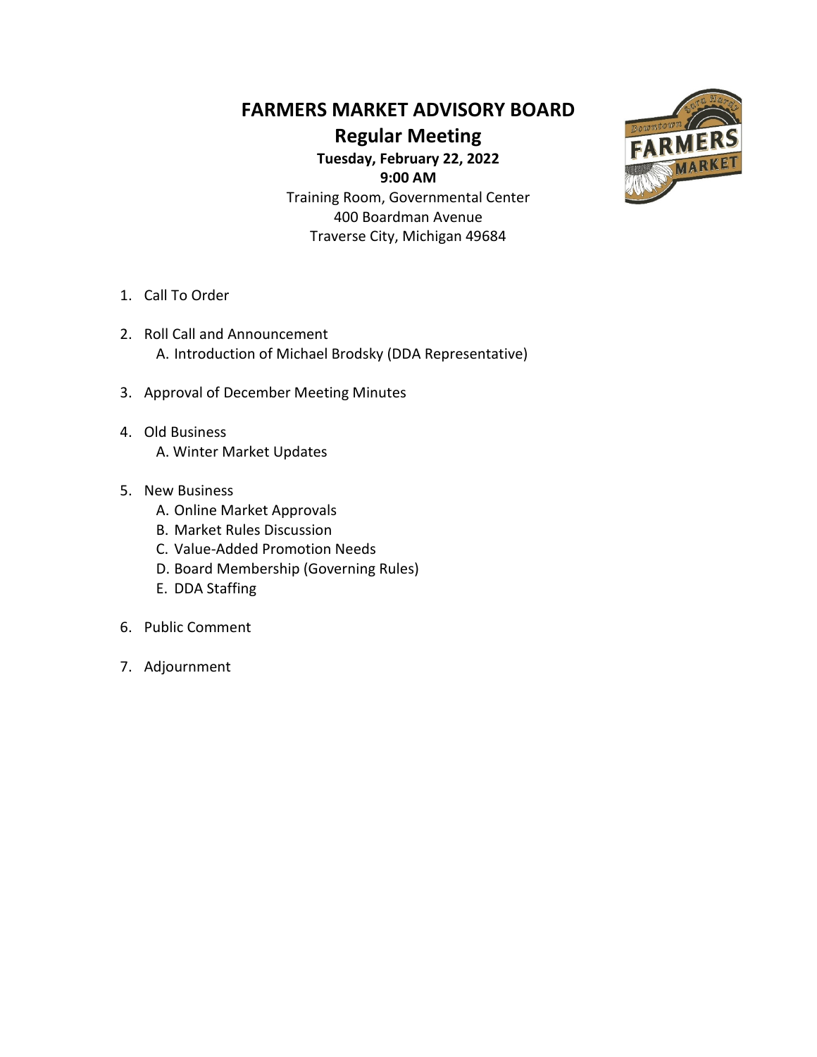# FARMERS MARKET ADVISORY BOARD

## Regular Meeting

**Tuesday, February 22, 2022**
**9:00 AM**

Training Room, Governmental Center
400 Boardman Avenue
Traverse City, Michigan 49684

1. Call To Order

2. Roll Call and Announcement
   A. Introduction of Michael Brodsky (DDA Representative)

3. Approval of December Meeting Minutes

4. Old Business
   A. Winter Market Updates

5. New Business
   A. Online Market Approvals
   B. Market Rules Discussion
   C. Value-Added Promotion Needs
   D. Board Membership (Governing Rules)
   E. DDA Staffing

6. Public Comment

7. Adjournment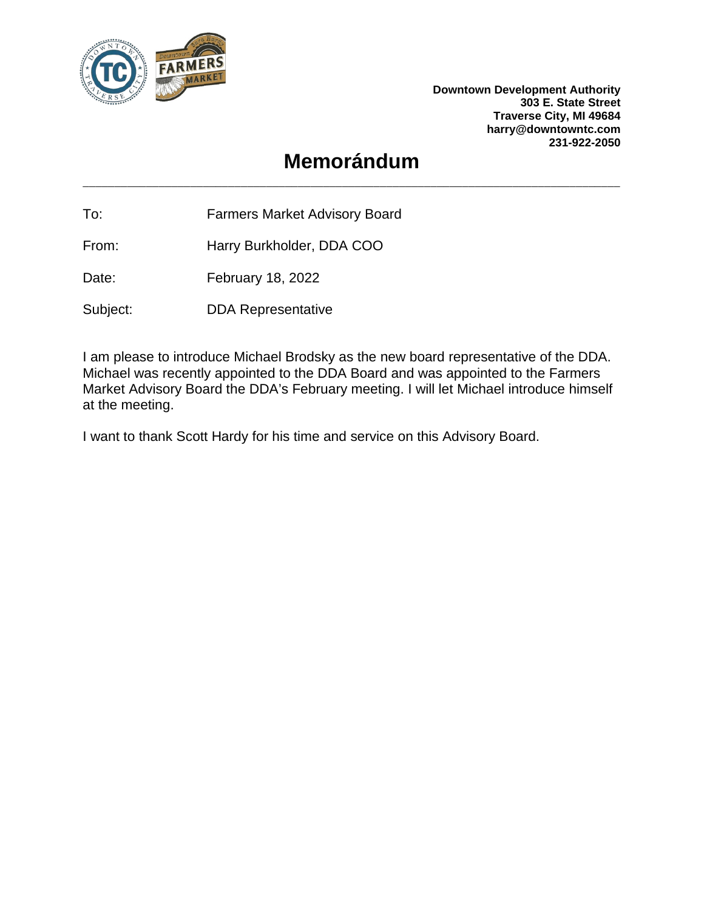**Downtown Development Authority**
**303 E. State Street**
**Traverse City, MI 49684**
**harry@downtowntc.com**
**231-922-2050**

# Memorándum

---

To: Farmers Market Advisory Board

From: Harry Burkholder, DDA COO

Date: February 18, 2022

Subject: DDA Representative

I am please to introduce Michael Brodsky as the new board representative of the DDA. Michael was recently appointed to the DDA Board and was appointed to the Farmers Market Advisory Board the DDA's February meeting. I will let Michael introduce himself at the meeting.

I want to thank Scott Hardy for his time and service on this Advisory Board.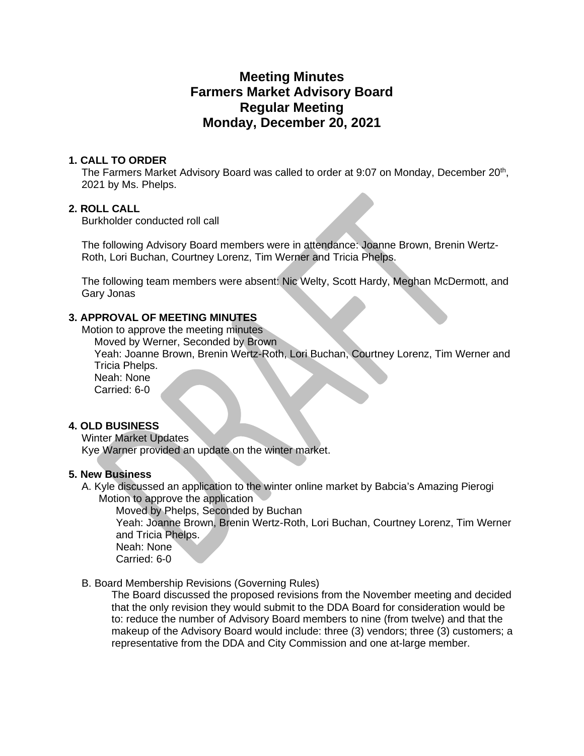# Meeting Minutes
# Farmers Market Advisory Board
# Regular Meeting
# Monday, December 20, 2021

## 1. CALL TO ORDER

The Farmers Market Advisory Board was called to order at 9:07 on Monday, December 20th, 2021 by Ms. Phelps.

## 2. ROLL CALL

Burkholder conducted roll call

The following Advisory Board members were in attendance: Joanne Brown, Brenin Wertz-Roth, Lori Buchan, Courtney Lorenz, Tim Werner and Tricia Phelps.

The following team members were absent: Nic Welty, Scott Hardy, Meghan McDermott, and Gary Jonas

## 3. APPROVAL OF MEETING MINUTES

Motion to approve the meeting minutes

Moved by Werner, Seconded by Brown
Yeah: Joanne Brown, Brenin Wertz-Roth, Lori Buchan, Courtney Lorenz, Tim Werner and Tricia Phelps.
Neah: None
Carried: 6-0

## 4. OLD BUSINESS

Winter Market Updates
Kye Warner provided an update on the winter market.

## 5. New Business

A. Kyle discussed an application to the winter online market by Babcia's Amazing Pierogi

Motion to approve the application

Moved by Phelps, Seconded by Buchan
Yeah: Joanne Brown, Brenin Wertz-Roth, Lori Buchan, Courtney Lorenz, Tim Werner and Tricia Phelps.
Neah: None
Carried: 6-0

B. Board Membership Revisions (Governing Rules)

The Board discussed the proposed revisions from the November meeting and decided that the only revision they would submit to the DDA Board for consideration would be to: reduce the number of Advisory Board members to nine (from twelve) and that the makeup of the Advisory Board would include: three (3) vendors; three (3) customers; a representative from the DDA and City Commission and one at-large member.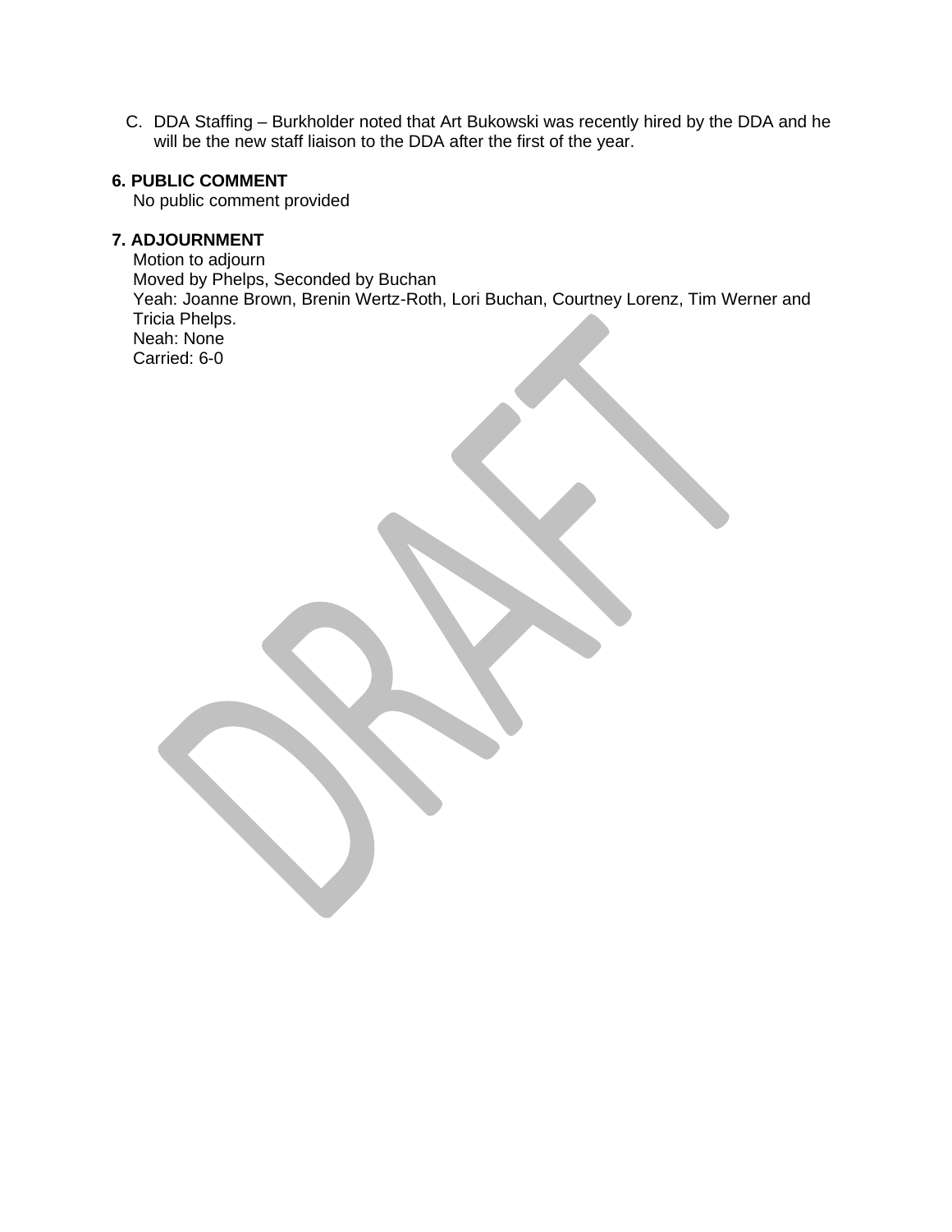C. DDA Staffing – Burkholder noted that Art Bukowski was recently hired by the DDA and he will be the new staff liaison to the DDA after the first of the year.

**6. PUBLIC COMMENT**

No public comment provided

**7. ADJOURNMENT**

Motion to adjourn
Moved by Phelps, Seconded by Buchan
Yeah: Joanne Brown, Brenin Wertz-Roth, Lori Buchan, Courtney Lorenz, Tim Werner and Tricia Phelps.
Neah: None
Carried: 6-0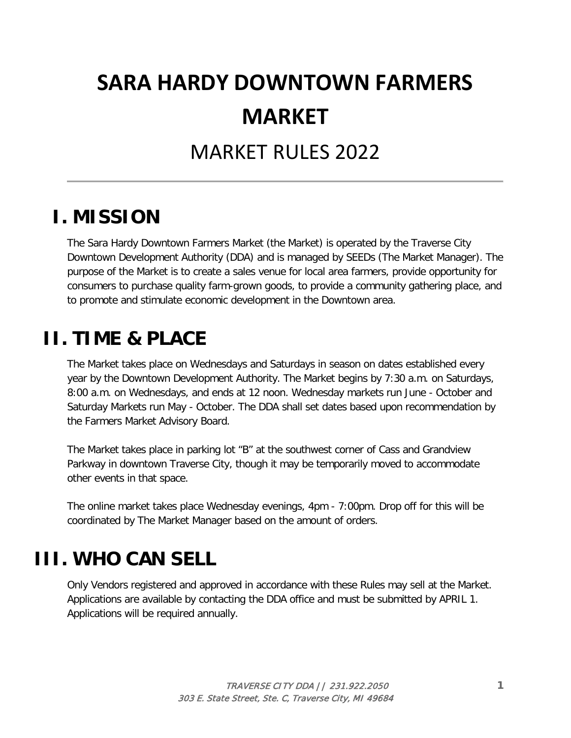# SARA HARDY DOWNTOWN FARMERS MARKET

## MARKET RULES 2022

---

## I. MISSION

The Sara Hardy Downtown Farmers Market (the Market) is operated by the Traverse City Downtown Development Authority (DDA) and is managed by SEEDs (The Market Manager). The purpose of the Market is to create a sales venue for local area farmers, provide opportunity for consumers to purchase quality farm-grown goods, to provide a community gathering place, and to promote and stimulate economic development in the Downtown area.

## II. TIME & PLACE

The Market takes place on Wednesdays and Saturdays in season on dates established every year by the Downtown Development Authority. The Market begins by 7:30 a.m. on Saturdays, 8:00 a.m. on Wednesdays, and ends at 12 noon. Wednesday markets run June - October and Saturday Markets run May - October. The DDA shall set dates based upon recommendation by the Farmers Market Advisory Board.

The Market takes place in parking lot "B" at the southwest corner of Cass and Grandview Parkway in downtown Traverse City, though it may be temporarily moved to accommodate other events in that space.

The online market takes place Wednesday evenings, 4pm - 7:00pm. Drop off for this will be coordinated by The Market Manager based on the amount of orders.

## III. WHO CAN SELL

Only Vendors registered and approved in accordance with these Rules may sell at the Market. Applications are available by contacting the DDA office and must be submitted by APRIL 1. Applications will be required annually.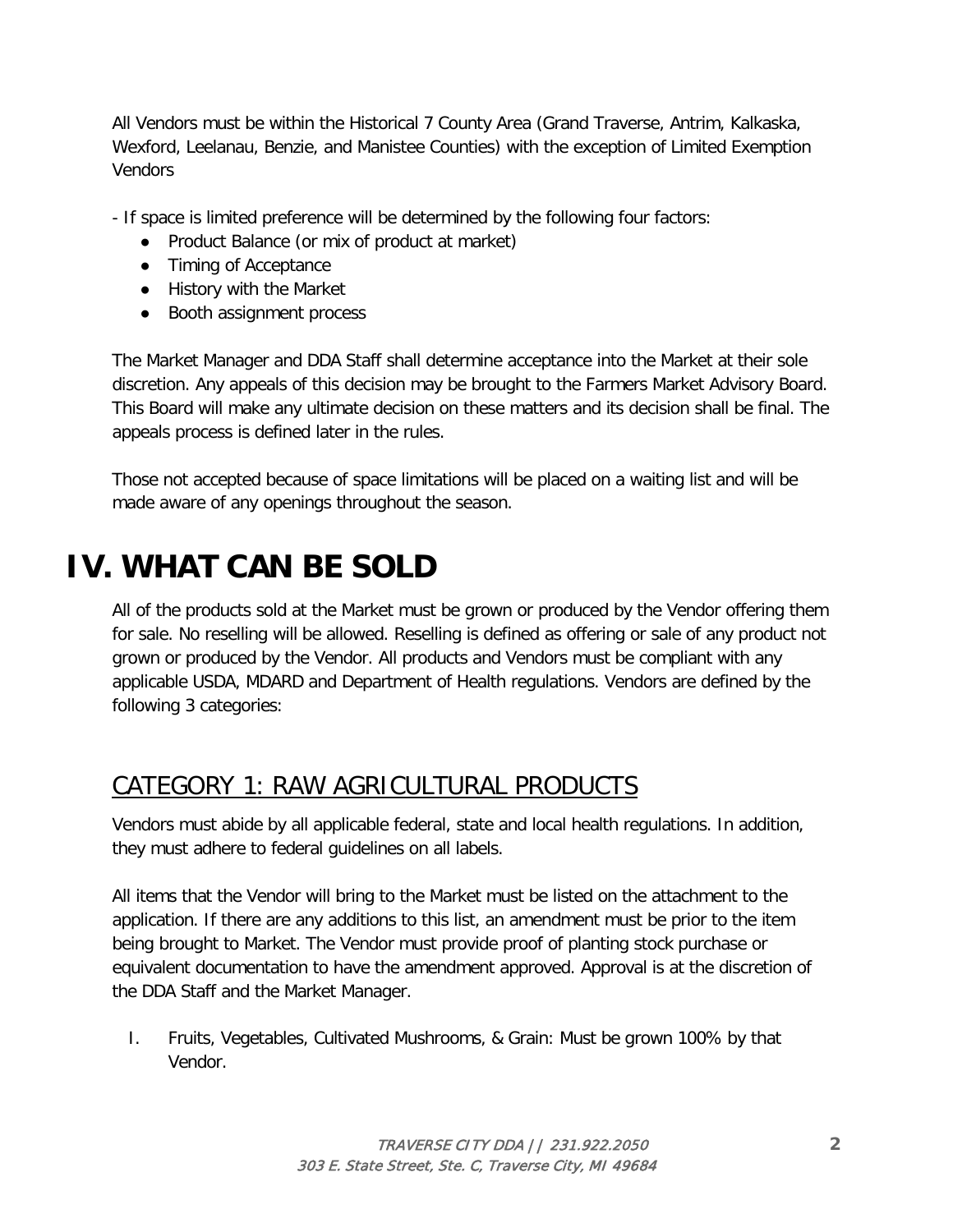All Vendors must be within the Historical 7 County Area (Grand Traverse, Antrim, Kalkaska, Wexford, Leelanau, Benzie, and Manistee Counties) with the exception of Limited Exemption Vendors

- If space is limited preference will be determined by the following four factors:
  - Product Balance (or mix of product at market)
  - Timing of Acceptance
  - History with the Market
  - Booth assignment process

The Market Manager and DDA Staff shall determine acceptance into the Market at their sole discretion. Any appeals of this decision may be brought to the Farmers Market Advisory Board. This Board will make any ultimate decision on these matters and its decision shall be final. The appeals process is defined later in the rules.

Those not accepted because of space limitations will be placed on a waiting list and will be made aware of any openings throughout the season.

# IV. WHAT CAN BE SOLD

All of the products sold at the Market must be grown or produced by the Vendor offering them for sale. No reselling will be allowed. Reselling is defined as offering or sale of any product not grown or produced by the Vendor. All products and Vendors must be compliant with any applicable USDA, MDARD and Department of Health regulations. Vendors are defined by the following 3 categories:

## CATEGORY 1: RAW AGRICULTURAL PRODUCTS

Vendors must abide by all applicable federal, state and local health regulations. In addition, they must adhere to federal guidelines on all labels.

All items that the Vendor will bring to the Market must be listed on the attachment to the application. If there are any additions to this list, an amendment must be prior to the item being brought to Market. The Vendor must provide proof of planting stock purchase or equivalent documentation to have the amendment approved. Approval is at the discretion of the DDA Staff and the Market Manager.

I. Fruits, Vegetables, Cultivated Mushrooms, & Grain: Must be grown 100% by that Vendor.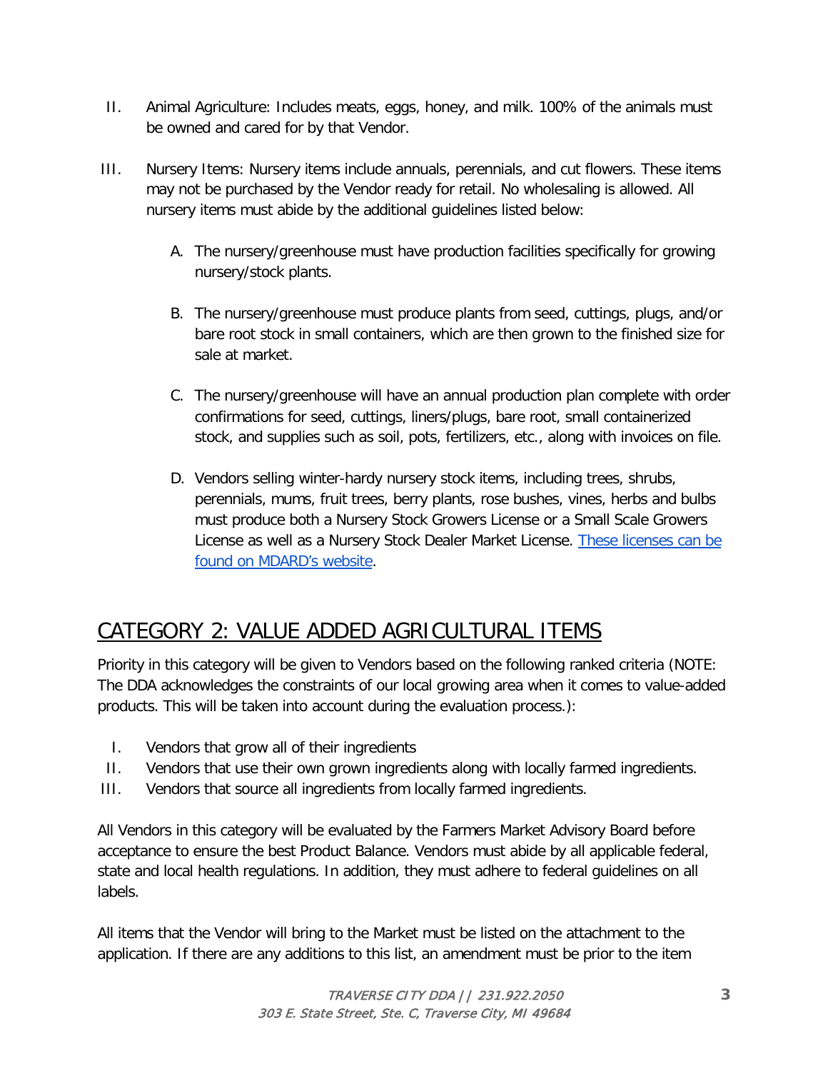II. Animal Agriculture: Includes meats, eggs, honey, and milk. 100% of the animals must be owned and cared for by that Vendor.

III. Nursery Items: Nursery items include annuals, perennials, and cut flowers. These items may not be purchased by the Vendor ready for retail. No wholesaling is allowed. All nursery items must abide by the additional guidelines listed below:

   A. The nursery/greenhouse must have production facilities specifically for growing nursery/stock plants.

   B. The nursery/greenhouse must produce plants from seed, cuttings, plugs, and/or bare root stock in small containers, which are then grown to the finished size for sale at market.

   C. The nursery/greenhouse will have an annual production plan complete with order confirmations for seed, cuttings, liners/plugs, bare root, small containerized stock, and supplies such as soil, pots, fertilizers, etc., along with invoices on file.

   D. Vendors selling winter-hardy nursery stock items, including trees, shrubs, perennials, mums, fruit trees, berry plants, rose bushes, vines, herbs and bulbs must produce both a Nursery Stock Growers License or a Small Scale Growers License as well as a Nursery Stock Dealer Market License. These licenses can be found on MDARD's website.

## CATEGORY 2: VALUE ADDED AGRICULTURAL ITEMS

Priority in this category will be given to Vendors based on the following ranked criteria (NOTE: The DDA acknowledges the constraints of our local growing area when it comes to value-added products. This will be taken into account during the evaluation process.):

I. Vendors that grow all of their ingredients
II. Vendors that use their own grown ingredients along with locally farmed ingredients.
III. Vendors that source all ingredients from locally farmed ingredients.

All Vendors in this category will be evaluated by the Farmers Market Advisory Board before acceptance to ensure the best Product Balance. Vendors must abide by all applicable federal, state and local health regulations. In addition, they must adhere to federal guidelines on all labels.

All items that the Vendor will bring to the Market must be listed on the attachment to the application. If there are any additions to this list, an amendment must be prior to the item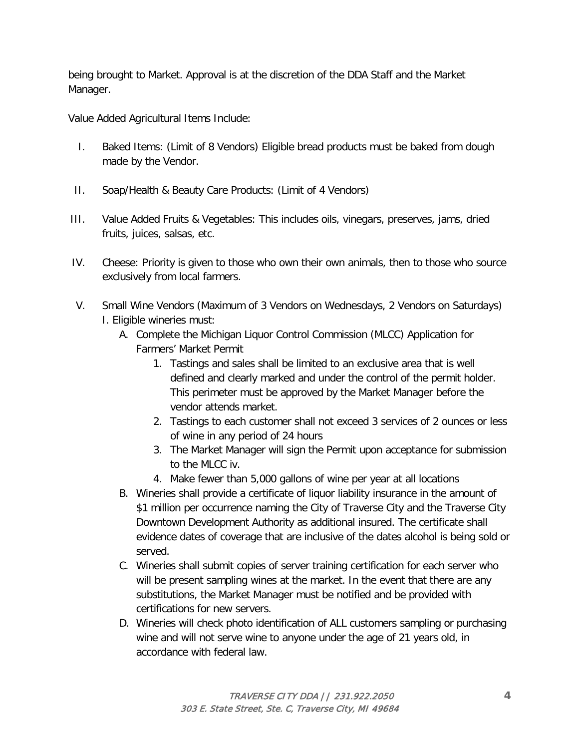being brought to Market. Approval is at the discretion of the DDA Staff and the Market Manager.

Value Added Agricultural Items Include:

I. Baked Items: (Limit of 8 Vendors) Eligible bread products must be baked from dough made by the Vendor.

II. Soap/Health & Beauty Care Products: (Limit of 4 Vendors)

III. Value Added Fruits & Vegetables: This includes oils, vinegars, preserves, jams, dried fruits, juices, salsas, etc.

IV. Cheese: Priority is given to those who own their own animals, then to those who source exclusively from local farmers.

V. Small Wine Vendors (Maximum of 3 Vendors on Wednesdays, 2 Vendors on Saturdays)
   I. Eligible wineries must:
   - A. Complete the Michigan Liquor Control Commission (MLCC) Application for Farmers' Market Permit
     1. Tastings and sales shall be limited to an exclusive area that is well defined and clearly marked and under the control of the permit holder. This perimeter must be approved by the Market Manager before the vendor attends market.
     2. Tastings to each customer shall not exceed 3 services of 2 ounces or less of wine in any period of 24 hours
     3. The Market Manager will sign the Permit upon acceptance for submission to the MLCC iv.
     4. Make fewer than 5,000 gallons of wine per year at all locations
   - B. Wineries shall provide a certificate of liquor liability insurance in the amount of $1 million per occurrence naming the City of Traverse City and the Traverse City Downtown Development Authority as additional insured. The certificate shall evidence dates of coverage that are inclusive of the dates alcohol is being sold or served.
   - C. Wineries shall submit copies of server training certification for each server who will be present sampling wines at the market. In the event that there are any substitutions, the Market Manager must be notified and be provided with certifications for new servers.
   - D. Wineries will check photo identification of ALL customers sampling or purchasing wine and will not serve wine to anyone under the age of 21 years old, in accordance with federal law.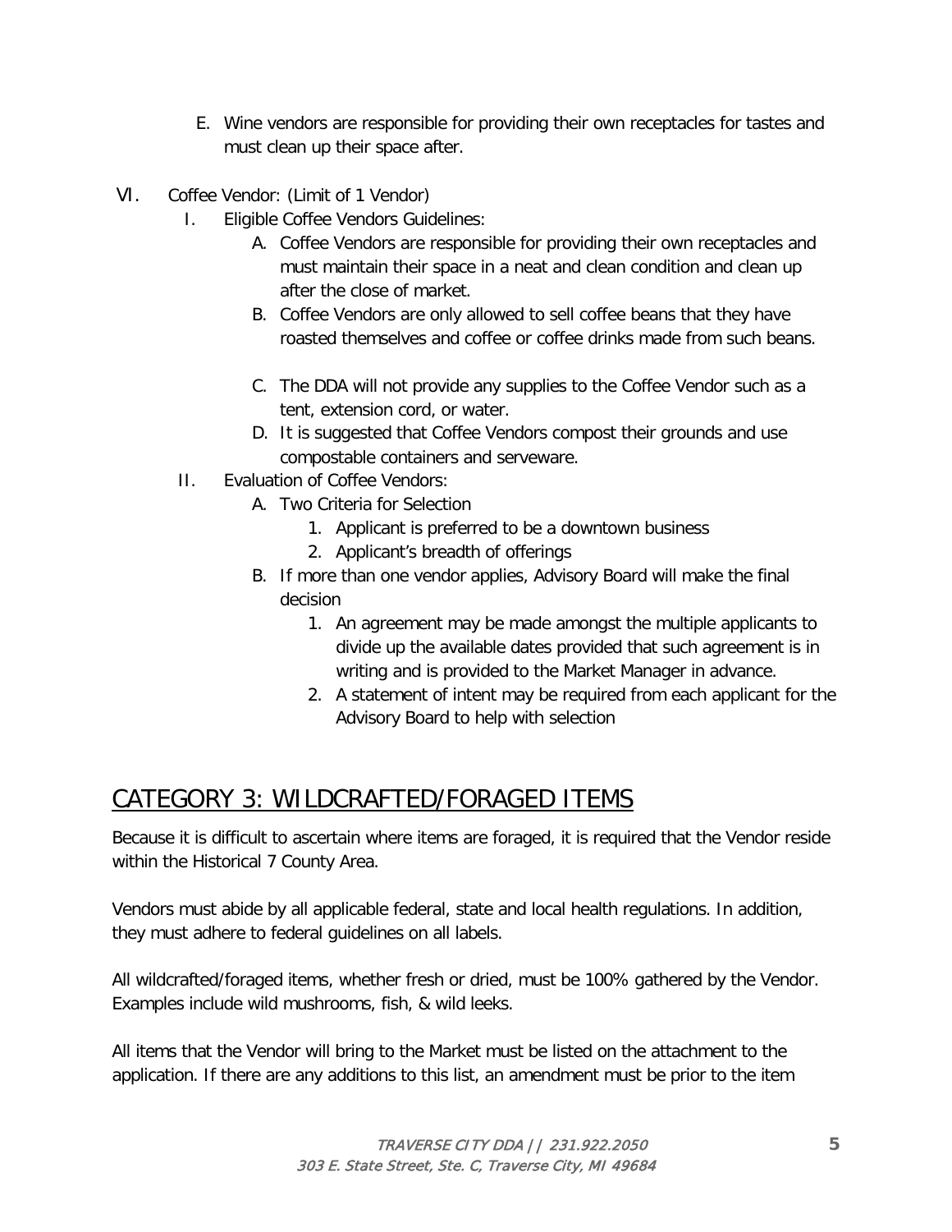E. Wine vendors are responsible for providing their own receptacles for tastes and must clean up their space after.

VI. Coffee Vendor: (Limit of 1 Vendor)

I. Eligible Coffee Vendors Guidelines:

A. Coffee Vendors are responsible for providing their own receptacles and must maintain their space in a neat and clean condition and clean up after the close of market.

B. Coffee Vendors are only allowed to sell coffee beans that they have roasted themselves and coffee or coffee drinks made from such beans.

C. The DDA will not provide any supplies to the Coffee Vendor such as a tent, extension cord, or water.

D. It is suggested that Coffee Vendors compost their grounds and use compostable containers and serveware.

II. Evaluation of Coffee Vendors:

A. Two Criteria for Selection

1. Applicant is preferred to be a downtown business
2. Applicant's breadth of offerings

B. If more than one vendor applies, Advisory Board will make the final decision

1. An agreement may be made amongst the multiple applicants to divide up the available dates provided that such agreement is in writing and is provided to the Market Manager in advance.
2. A statement of intent may be required from each applicant for the Advisory Board to help with selection

## CATEGORY 3: WILDCRAFTED/FORAGED ITEMS

Because it is difficult to ascertain where items are foraged, it is required that the Vendor reside within the Historical 7 County Area.

Vendors must abide by all applicable federal, state and local health regulations. In addition, they must adhere to federal guidelines on all labels.

All wildcrafted/foraged items, whether fresh or dried, must be 100% gathered by the Vendor. Examples include wild mushrooms, fish, & wild leeks.

All items that the Vendor will bring to the Market must be listed on the attachment to the application. If there are any additions to this list, an amendment must be prior to the item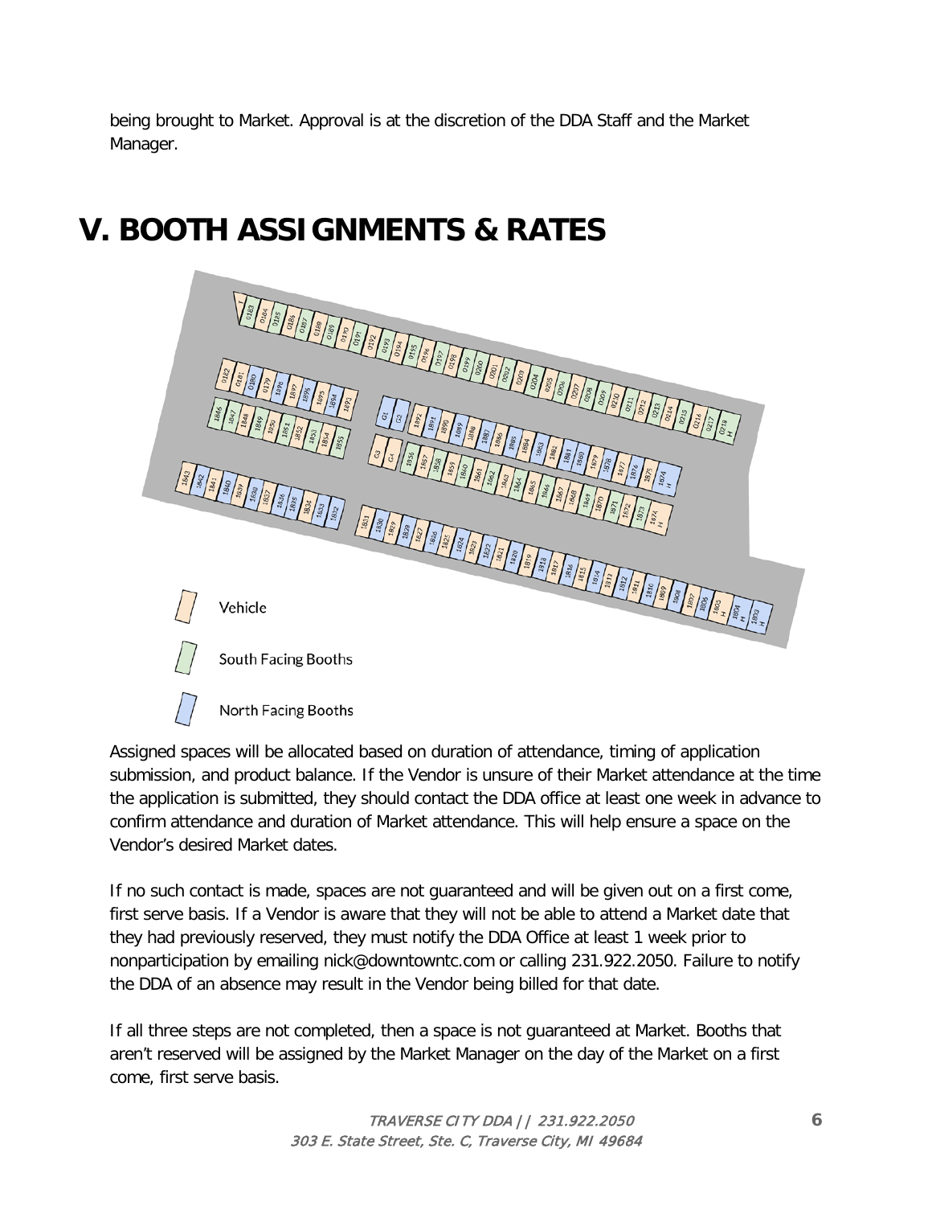being brought to Market. Approval is at the discretion of the DDA Staff and the Market Manager.

# V. BOOTH ASSIGNMENTS & RATES

Vehicle

South Facing Booths

North Facing Booths

Assigned spaces will be allocated based on duration of attendance, timing of application submission, and product balance. If the Vendor is unsure of their Market attendance at the time the application is submitted, they should contact the DDA office at least one week in advance to confirm attendance and duration of Market attendance. This will help ensure a space on the Vendor's desired Market dates.

If no such contact is made, spaces are not guaranteed and will be given out on a first come, first serve basis. If a Vendor is aware that they will not be able to attend a Market date that they had previously reserved, they must notify the DDA Office at least 1 week prior to nonparticipation by emailing nick@downtowntc.com or calling 231.922.2050. Failure to notify the DDA of an absence may result in the Vendor being billed for that date.

If all three steps are not completed, then a space is not guaranteed at Market. Booths that aren't reserved will be assigned by the Market Manager on the day of the Market on a first come, first serve basis.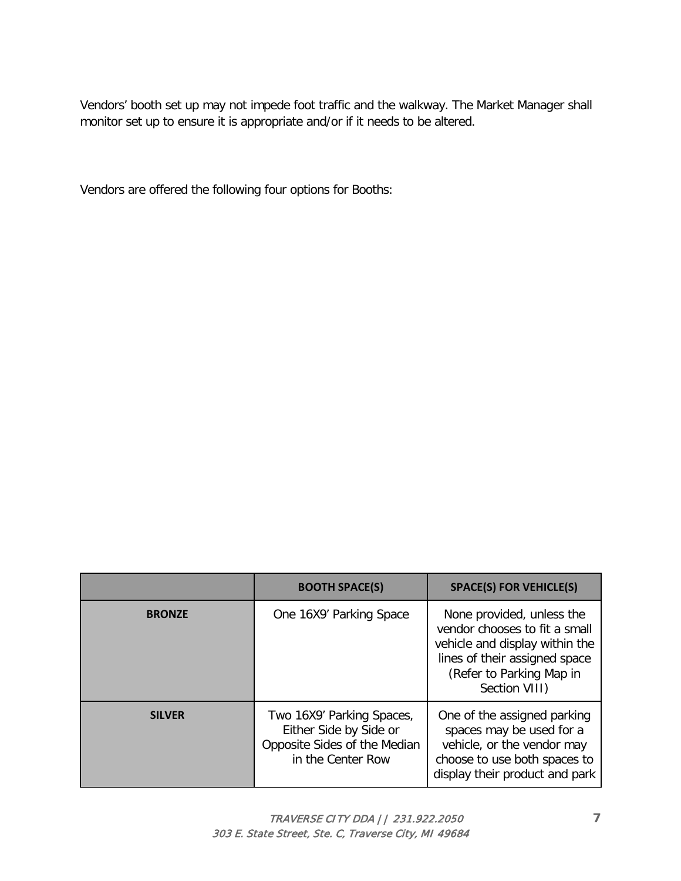Vendors' booth set up may not impede foot traffic and the walkway. The Market Manager shall monitor set up to ensure it is appropriate and/or if it needs to be altered.

Vendors are offered the following four options for Booths:

| | **BOOTH SPACE(S)** | **SPACE(S) FOR VEHICLE(S)** |
|---|---|---|
| **BRONZE** | One 16X9' Parking Space | None provided, unless the vendor chooses to fit a small vehicle and display within the lines of their assigned space (Refer to Parking Map in Section VIII) |
| **SILVER** | Two 16X9' Parking Spaces, Either Side by Side or Opposite Sides of the Median in the Center Row | One of the assigned parking spaces may be used for a vehicle, or the vendor may choose to use both spaces to display their product and park |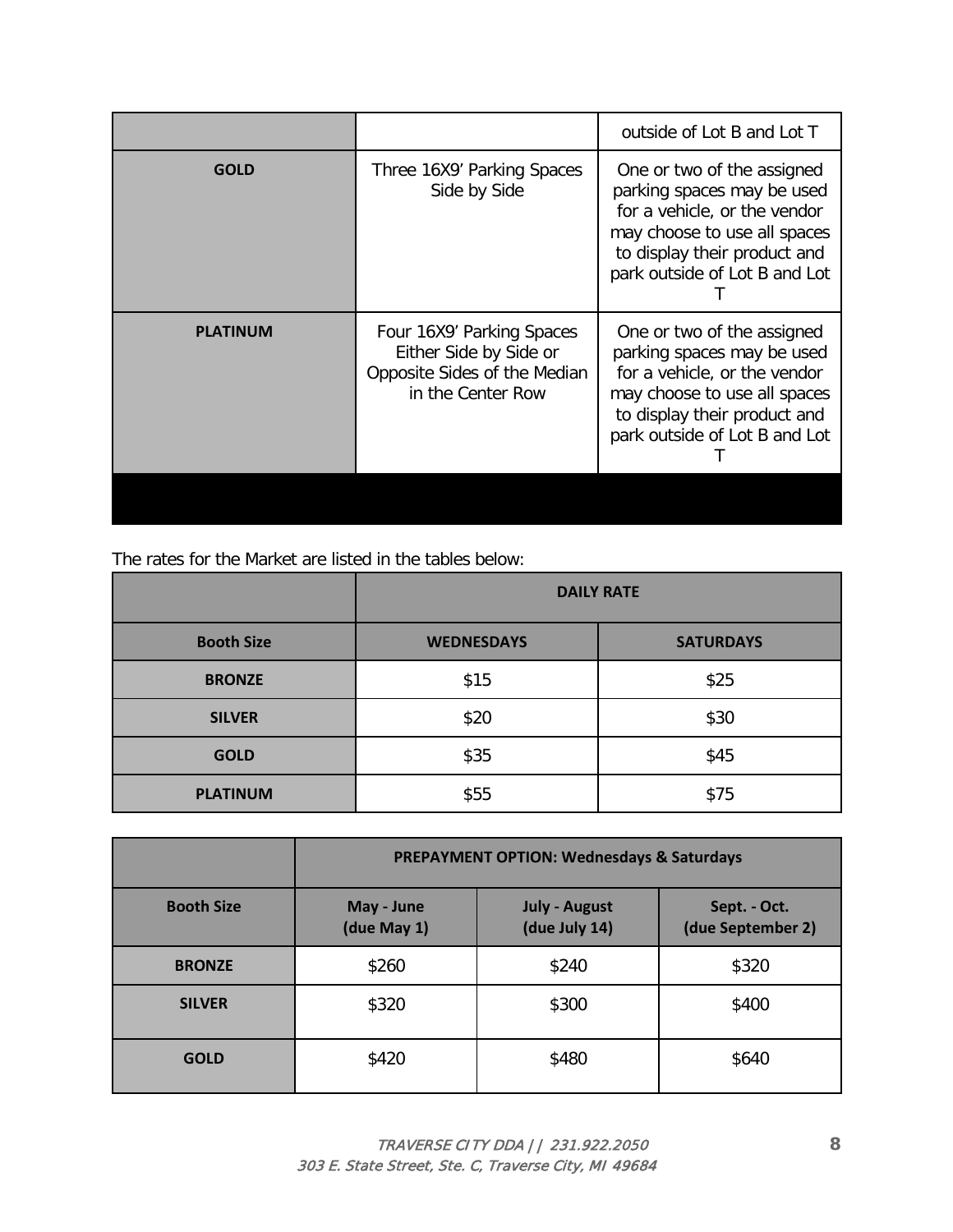| | | outside of Lot B and Lot T |
| --- | --- | --- |
| **GOLD** | Three 16X9' Parking Spaces Side by Side | One or two of the assigned parking spaces may be used for a vehicle, or the vendor may choose to use all spaces to display their product and park outside of Lot B and Lot T |
| **PLATINUM** | Four 16X9' Parking Spaces Either Side by Side or Opposite Sides of the Median in the Center Row | One or two of the assigned parking spaces may be used for a vehicle, or the vendor may choose to use all spaces to display their product and park outside of Lot B and Lot T |

The rates for the Market are listed in the tables below:

| | **DAILY RATE** | |
| --- | --- | --- |
| **Booth Size** | **WEDNESDAYS** | **SATURDAYS** |
| **BRONZE** | $15 | $25 |
| **SILVER** | $20 | $30 |
| **GOLD** | $35 | $45 |
| **PLATINUM** | $55 | $75 |

| | **PREPAYMENT OPTION: Wednesdays & Saturdays** | | |
| --- | --- | --- | --- |
| **Booth Size** | **May - June (due May 1)** | **July - August (due July 14)** | **Sept. - Oct. (due September 2)** |
| **BRONZE** | $260 | $240 | $320 |
| **SILVER** | $320 | $300 | $400 |
| **GOLD** | $420 | $480 | $640 |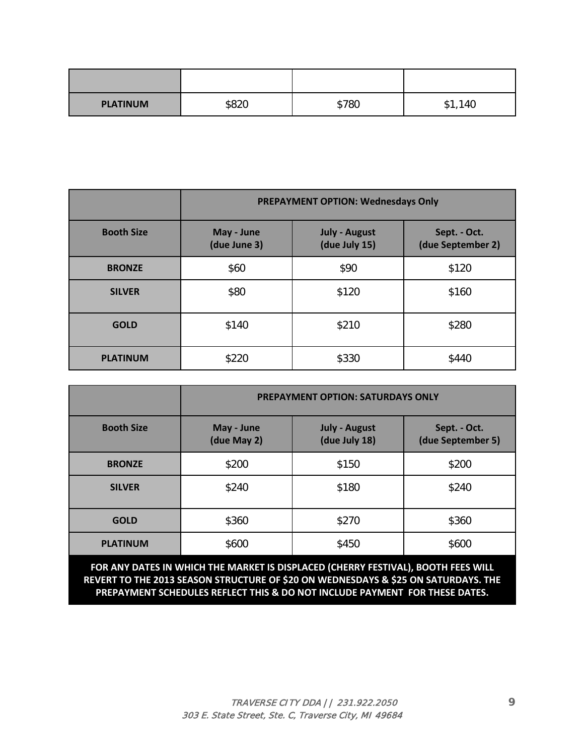| | | | |
|---|---|---|---|
| **PLATINUM** | $820 | $780 | $1,140 |

| | **PREPAYMENT OPTION: Wednesdays Only** | | |
|---|---|---|---|
| **Booth Size** | **May - June (due June 3)** | **July - August (due July 15)** | **Sept. - Oct. (due September 2)** |
| **BRONZE** | $60 | $90 | $120 |
| **SILVER** | $80 | $120 | $160 |
| **GOLD** | $140 | $210 | $280 |
| **PLATINUM** | $220 | $330 | $440 |

| | **PREPAYMENT OPTION: SATURDAYS ONLY** | | |
|---|---|---|---|
| **Booth Size** | **May - June (due May 2)** | **July - August (due July 18)** | **Sept. - Oct. (due September 5)** |
| **BRONZE** | $200 | $150 | $200 |
| **SILVER** | $240 | $180 | $240 |
| **GOLD** | $360 | $270 | $360 |
| **PLATINUM** | $600 | $450 | $600 |

**FOR ANY DATES IN WHICH THE MARKET IS DISPLACED (CHERRY FESTIVAL), BOOTH FEES WILL REVERT TO THE 2013 SEASON STRUCTURE OF $20 ON WEDNESDAYS & $25 ON SATURDAYS. THE PREPAYMENT SCHEDULES REFLECT THIS & DO NOT INCLUDE PAYMENT FOR THESE DATES.**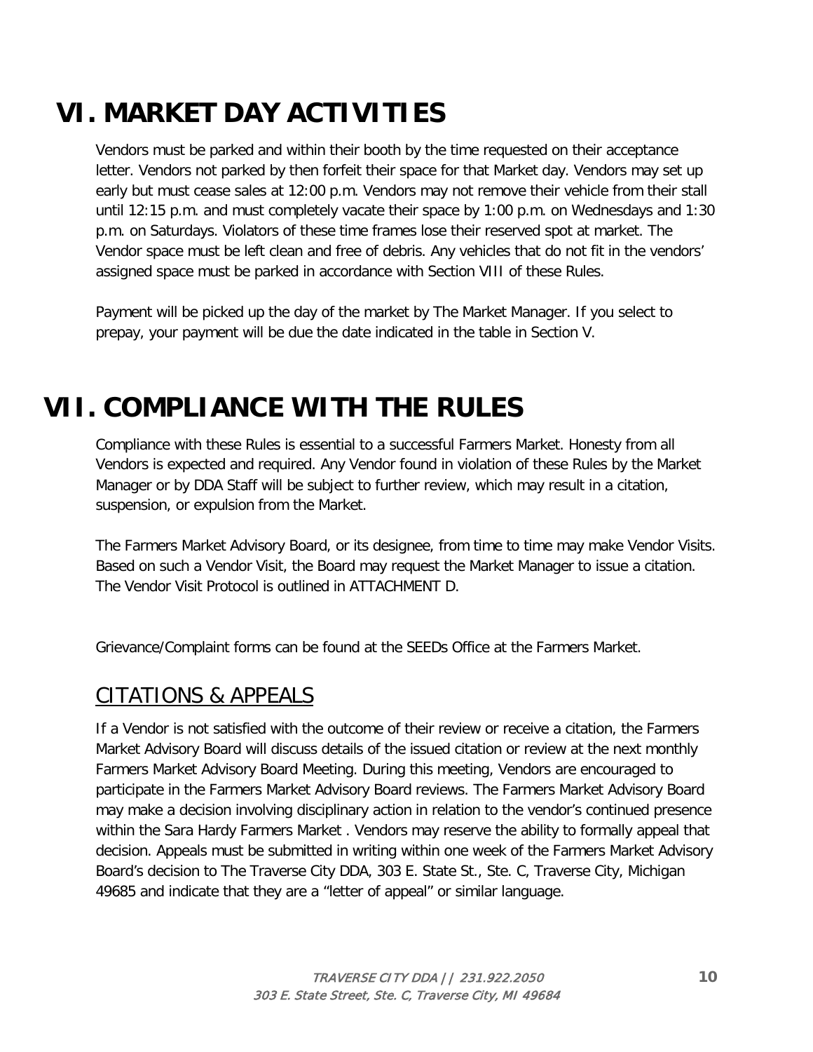# VI. MARKET DAY ACTIVITIES

Vendors must be parked and within their booth by the time requested on their acceptance letter. Vendors not parked by then forfeit their space for that Market day. Vendors may set up early but must cease sales at 12:00 p.m. Vendors may not remove their vehicle from their stall until 12:15 p.m. and must completely vacate their space by 1:00 p.m. on Wednesdays and 1:30 p.m. on Saturdays. Violators of these time frames lose their reserved spot at market. The Vendor space must be left clean and free of debris. Any vehicles that do not fit in the vendors' assigned space must be parked in accordance with Section VIII of these Rules.

Payment will be picked up the day of the market by The Market Manager. If you select to prepay, your payment will be due the date indicated in the table in Section V.

# VII. COMPLIANCE WITH THE RULES

Compliance with these Rules is essential to a successful Farmers Market. Honesty from all Vendors is expected and required. Any Vendor found in violation of these Rules by the Market Manager or by DDA Staff will be subject to further review, which may result in a citation, suspension, or expulsion from the Market.

The Farmers Market Advisory Board, or its designee, from time to time may make Vendor Visits. Based on such a Vendor Visit, the Board may request the Market Manager to issue a citation. The Vendor Visit Protocol is outlined in ATTACHMENT D.

Grievance/Complaint forms can be found at the SEEDs Office at the Farmers Market.

## CITATIONS & APPEALS

If a Vendor is not satisfied with the outcome of their review or receive a citation, the Farmers Market Advisory Board will discuss details of the issued citation or review at the next monthly Farmers Market Advisory Board Meeting. During this meeting, Vendors are encouraged to participate in the Farmers Market Advisory Board reviews. The Farmers Market Advisory Board may make a decision involving disciplinary action in relation to the vendor's continued presence within the Sara Hardy Farmers Market . Vendors may reserve the ability to formally appeal that decision. Appeals must be submitted in writing within one week of the Farmers Market Advisory Board's decision to The Traverse City DDA, 303 E. State St., Ste. C, Traverse City, Michigan 49685 and indicate that they are a "letter of appeal" or similar language.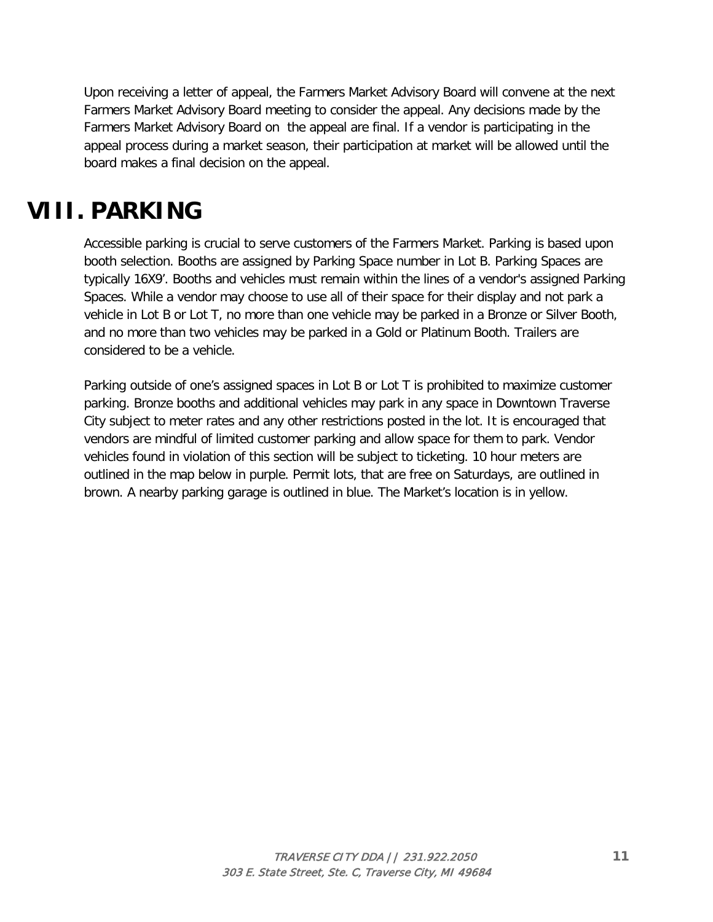Upon receiving a letter of appeal, the Farmers Market Advisory Board will convene at the next Farmers Market Advisory Board meeting to consider the appeal. Any decisions made by the Farmers Market Advisory Board on the appeal are final. If a vendor is participating in the appeal process during a market season, their participation at market will be allowed until the board makes a final decision on the appeal.

# VIII. PARKING

Accessible parking is crucial to serve customers of the Farmers Market. Parking is based upon booth selection. Booths are assigned by Parking Space number in Lot B. Parking Spaces are typically 16X9'. Booths and vehicles must remain within the lines of a vendor's assigned Parking Spaces. While a vendor may choose to use all of their space for their display and not park a vehicle in Lot B or Lot T, no more than one vehicle may be parked in a Bronze or Silver Booth, and no more than two vehicles may be parked in a Gold or Platinum Booth. Trailers are considered to be a vehicle.

Parking outside of one's assigned spaces in Lot B or Lot T is prohibited to maximize customer parking. Bronze booths and additional vehicles may park in any space in Downtown Traverse City subject to meter rates and any other restrictions posted in the lot. It is encouraged that vendors are mindful of limited customer parking and allow space for them to park. Vendor vehicles found in violation of this section will be subject to ticketing. 10 hour meters are outlined in the map below in purple. Permit lots, that are free on Saturdays, are outlined in brown. A nearby parking garage is outlined in blue. The Market's location is in yellow.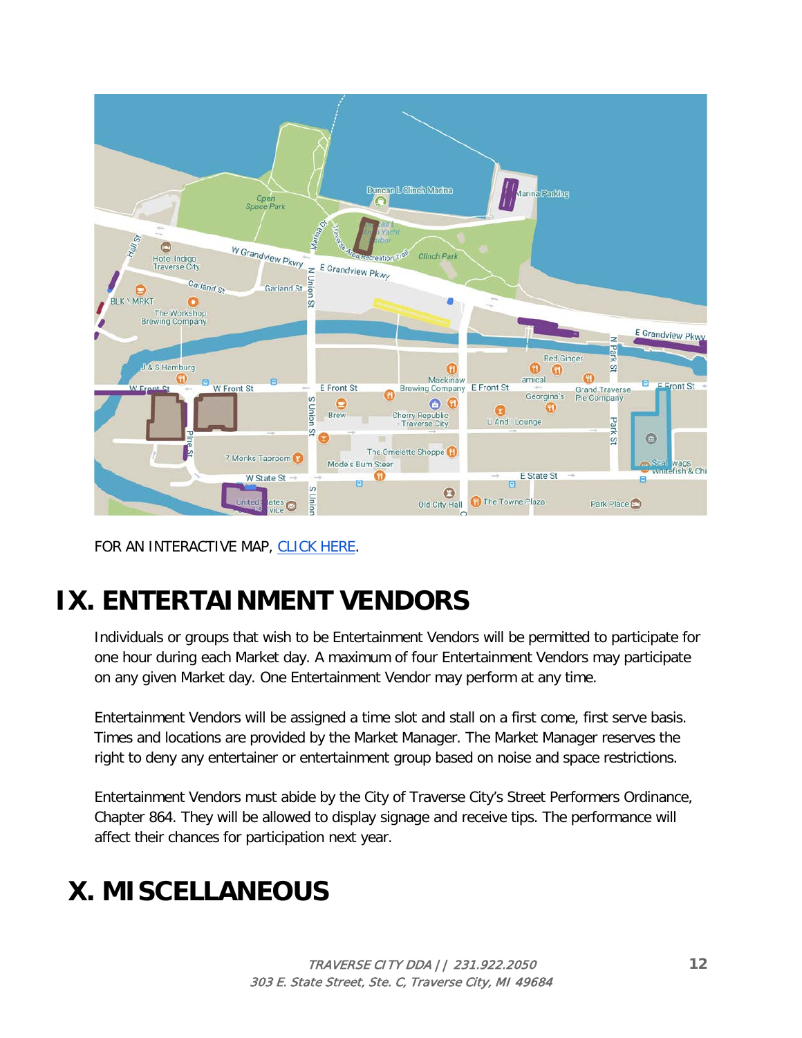FOR AN INTERACTIVE MAP, CLICK HERE.

# IX. ENTERTAINMENT VENDORS

Individuals or groups that wish to be Entertainment Vendors will be permitted to participate for one hour during each Market day. A maximum of four Entertainment Vendors may participate on any given Market day. One Entertainment Vendor may perform at any time.

Entertainment Vendors will be assigned a time slot and stall on a first come, first serve basis. Times and locations are provided by the Market Manager. The Market Manager reserves the right to deny any entertainer or entertainment group based on noise and space restrictions.

Entertainment Vendors must abide by the City of Traverse City's Street Performers Ordinance, Chapter 864. They will be allowed to display signage and receive tips. The performance will affect their chances for participation next year.

# X. MISCELLANEOUS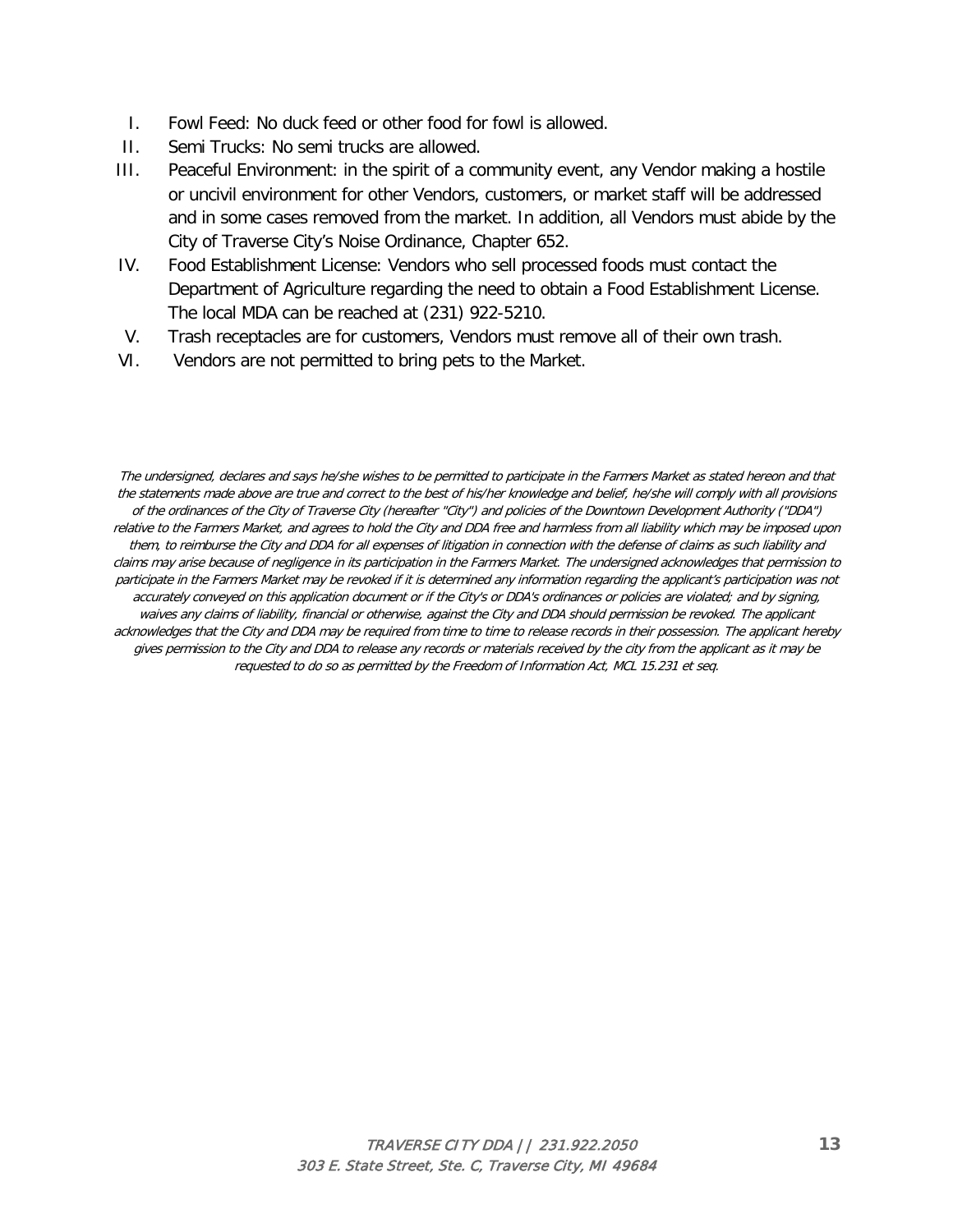I. Fowl Feed: No duck feed or other food for fowl is allowed.
II. Semi Trucks: No semi trucks are allowed.
III. Peaceful Environment: in the spirit of a community event, any Vendor making a hostile or uncivil environment for other Vendors, customers, or market staff will be addressed and in some cases removed from the market. In addition, all Vendors must abide by the City of Traverse City's Noise Ordinance, Chapter 652.
IV. Food Establishment License: Vendors who sell processed foods must contact the Department of Agriculture regarding the need to obtain a Food Establishment License. The local MDA can be reached at (231) 922-5210.
V. Trash receptacles are for customers, Vendors must remove all of their own trash.
VI. Vendors are not permitted to bring pets to the Market.

*The undersigned, declares and says he/she wishes to be permitted to participate in the Farmers Market as stated hereon and that the statements made above are true and correct to the best of his/her knowledge and belief, he/she will comply with all provisions of the ordinances of the City of Traverse City (hereafter "City") and policies of the Downtown Development Authority ("DDA") relative to the Farmers Market, and agrees to hold the City and DDA free and harmless from all liability which may be imposed upon them, to reimburse the City and DDA for all expenses of litigation in connection with the defense of claims as such liability and claims may arise because of negligence in its participation in the Farmers Market. The undersigned acknowledges that permission to participate in the Farmers Market may be revoked if it is determined any information regarding the applicant's participation was not accurately conveyed on this application document or if the City's or DDA's ordinances or policies are violated; and by signing, waives any claims of liability, financial or otherwise, against the City and DDA should permission be revoked. The applicant acknowledges that the City and DDA may be required from time to time to release records in their possession. The applicant hereby gives permission to the City and DDA to release any records or materials received by the city from the applicant as it may be requested to do so as permitted by the Freedom of Information Act, MCL 15.231 et seq.*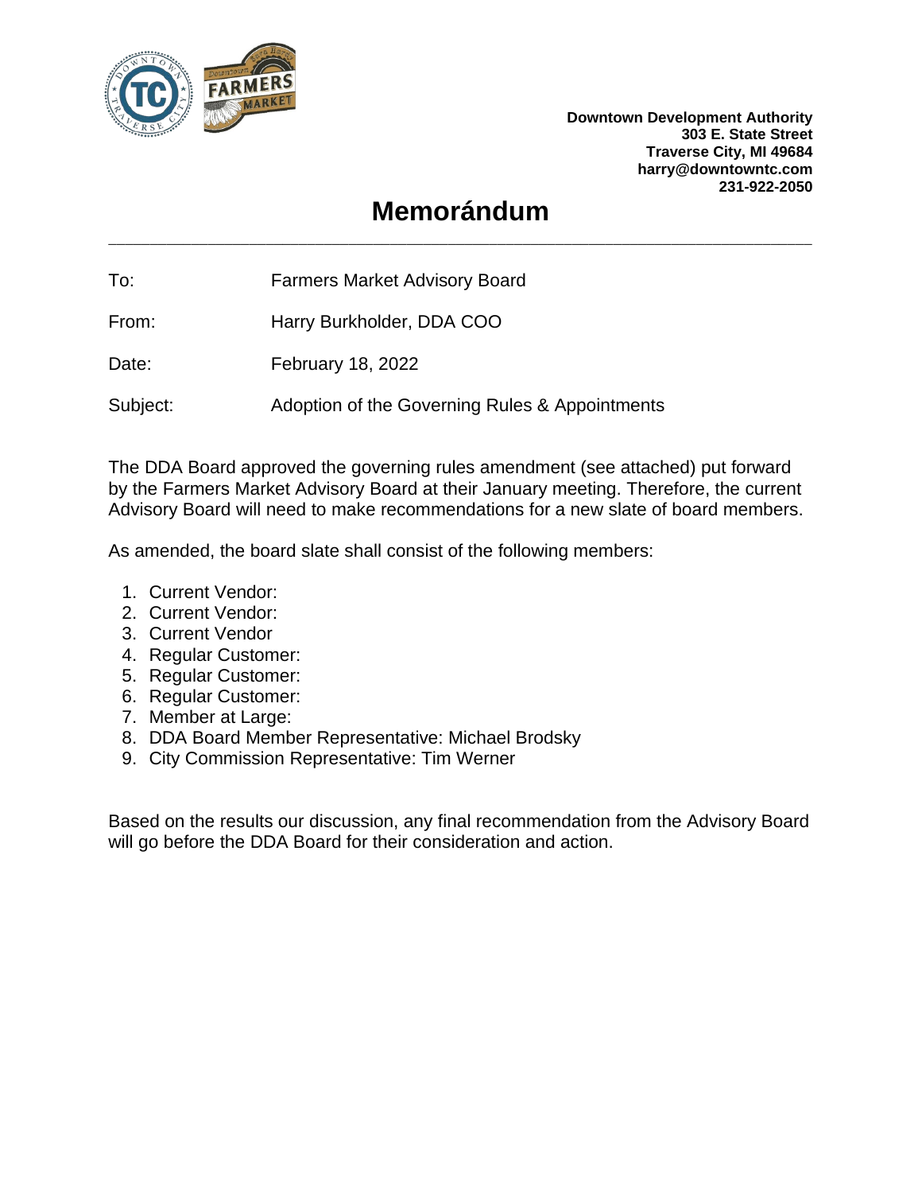**Downtown Development Authority**
**303 E. State Street**
**Traverse City, MI 49684**
**harry@downtowntc.com**
**231-922-2050**

# Memorándum

---

To: Farmers Market Advisory Board

From: Harry Burkholder, DDA COO

Date: February 18, 2022

Subject: Adoption of the Governing Rules & Appointments

The DDA Board approved the governing rules amendment (see attached) put forward by the Farmers Market Advisory Board at their January meeting. Therefore, the current Advisory Board will need to make recommendations for a new slate of board members.

As amended, the board slate shall consist of the following members:

1. Current Vendor:
2. Current Vendor:
3. Current Vendor
4. Regular Customer:
5. Regular Customer:
6. Regular Customer:
7. Member at Large:
8. DDA Board Member Representative: Michael Brodsky
9. City Commission Representative: Tim Werner

Based on the results our discussion, any final recommendation from the Advisory Board will go before the DDA Board for their consideration and action.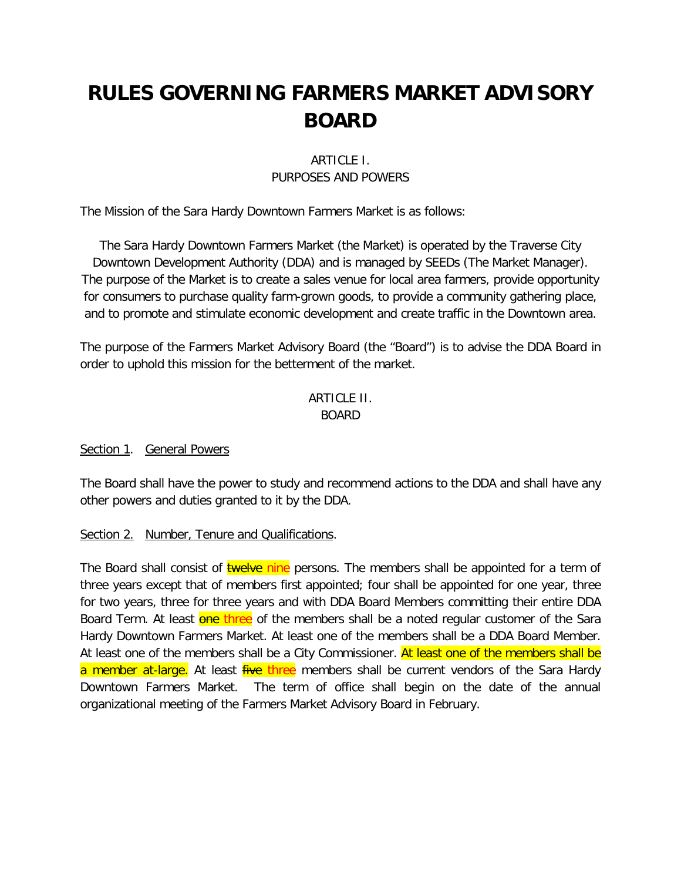# RULES GOVERNING FARMERS MARKET ADVISORY BOARD

ARTICLE I.
PURPOSES AND POWERS

The Mission of the Sara Hardy Downtown Farmers Market is as follows:

The Sara Hardy Downtown Farmers Market (the Market) is operated by the Traverse City Downtown Development Authority (DDA) and is managed by SEEDs (The Market Manager). The purpose of the Market is to create a sales venue for local area farmers, provide opportunity for consumers to purchase quality farm-grown goods, to provide a community gathering place, and to promote and stimulate economic development and create traffic in the Downtown area.

The purpose of the Farmers Market Advisory Board (the "Board") is to advise the DDA Board in order to uphold this mission for the betterment of the market.

ARTICLE II.
BOARD

Section 1. General Powers

The Board shall have the power to study and recommend actions to the DDA and shall have any other powers and duties granted to it by the DDA.

Section 2. Number, Tenure and Qualifications.

The Board shall consist of ~~twelve~~ nine persons. The members shall be appointed for a term of three years except that of members first appointed; four shall be appointed for one year, three for two years, three for three years and with DDA Board Members committing their entire DDA Board Term. At least ~~one~~ three of the members shall be a noted regular customer of the Sara Hardy Downtown Farmers Market. At least one of the members shall be a DDA Board Member. At least one of the members shall be a City Commissioner. At least one of the members shall be a member at-large. At least ~~five~~ three members shall be current vendors of the Sara Hardy Downtown Farmers Market. The term of office shall begin on the date of the annual organizational meeting of the Farmers Market Advisory Board in February.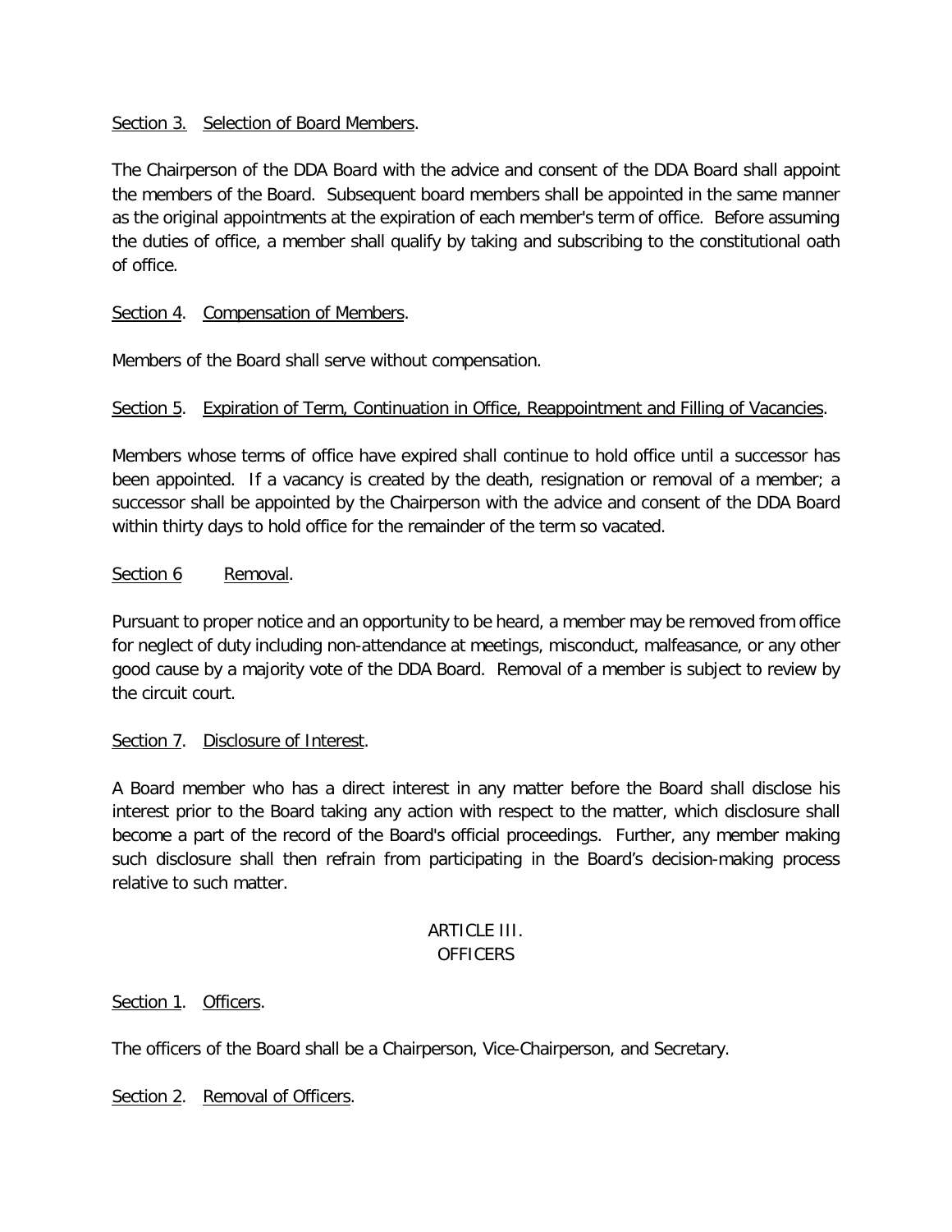Section 3. Selection of Board Members.

The Chairperson of the DDA Board with the advice and consent of the DDA Board shall appoint the members of the Board. Subsequent board members shall be appointed in the same manner as the original appointments at the expiration of each member's term of office. Before assuming the duties of office, a member shall qualify by taking and subscribing to the constitutional oath of office.

Section 4. Compensation of Members.

Members of the Board shall serve without compensation.

Section 5. Expiration of Term, Continuation in Office, Reappointment and Filling of Vacancies.

Members whose terms of office have expired shall continue to hold office until a successor has been appointed. If a vacancy is created by the death, resignation or removal of a member; a successor shall be appointed by the Chairperson with the advice and consent of the DDA Board within thirty days to hold office for the remainder of the term so vacated.

Section 6 Removal.

Pursuant to proper notice and an opportunity to be heard, a member may be removed from office for neglect of duty including non-attendance at meetings, misconduct, malfeasance, or any other good cause by a majority vote of the DDA Board. Removal of a member is subject to review by the circuit court.

Section 7. Disclosure of Interest.

A Board member who has a direct interest in any matter before the Board shall disclose his interest prior to the Board taking any action with respect to the matter, which disclosure shall become a part of the record of the Board's official proceedings. Further, any member making such disclosure shall then refrain from participating in the Board's decision-making process relative to such matter.

## ARTICLE III.
## OFFICERS

Section 1. Officers.

The officers of the Board shall be a Chairperson, Vice-Chairperson, and Secretary.

Section 2. Removal of Officers.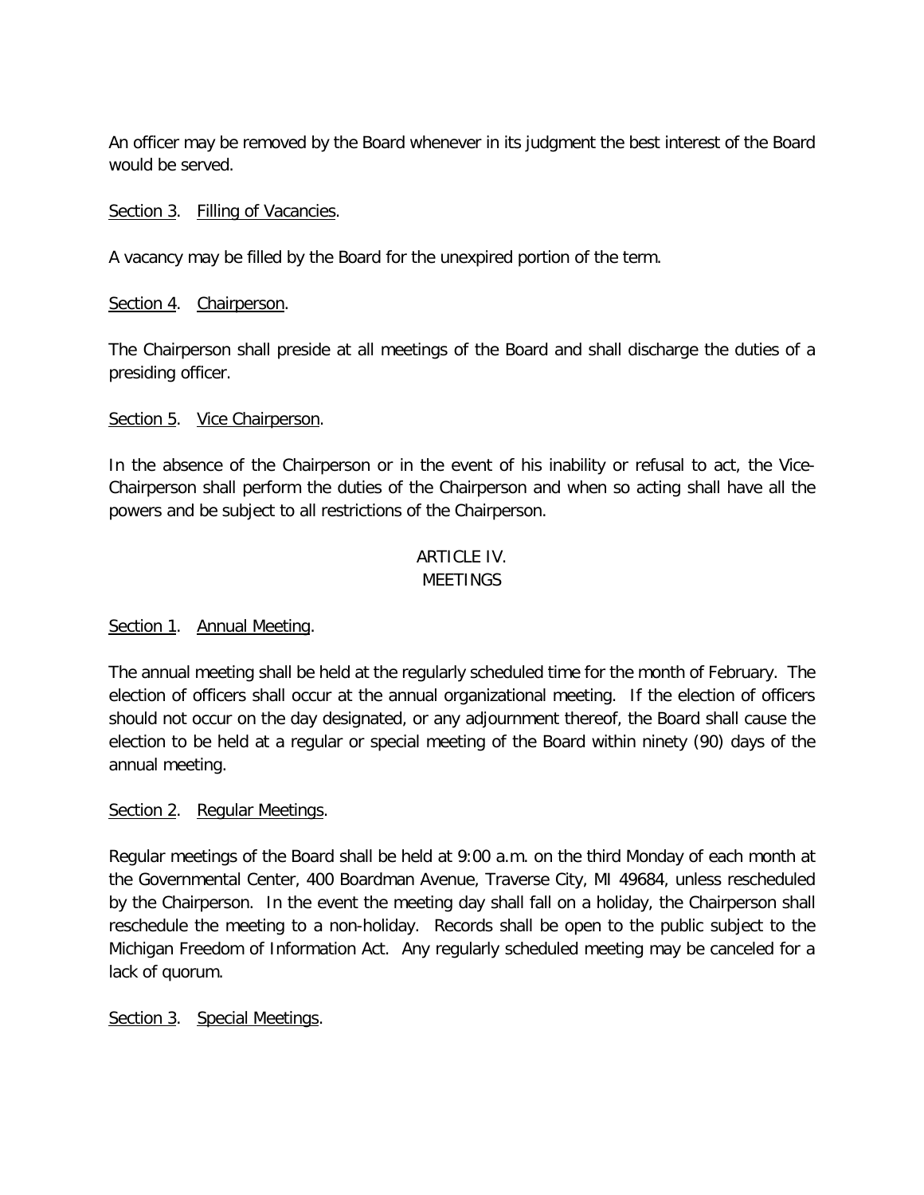An officer may be removed by the Board whenever in its judgment the best interest of the Board would be served.

Section 3. Filling of Vacancies.

A vacancy may be filled by the Board for the unexpired portion of the term.

Section 4. Chairperson.

The Chairperson shall preside at all meetings of the Board and shall discharge the duties of a presiding officer.

Section 5. Vice Chairperson.

In the absence of the Chairperson or in the event of his inability or refusal to act, the Vice-Chairperson shall perform the duties of the Chairperson and when so acting shall have all the powers and be subject to all restrictions of the Chairperson.

## ARTICLE IV.
## MEETINGS

Section 1. Annual Meeting.

The annual meeting shall be held at the regularly scheduled time for the month of February. The election of officers shall occur at the annual organizational meeting. If the election of officers should not occur on the day designated, or any adjournment thereof, the Board shall cause the election to be held at a regular or special meeting of the Board within ninety (90) days of the annual meeting.

Section 2. Regular Meetings.

Regular meetings of the Board shall be held at 9:00 a.m. on the third Monday of each month at the Governmental Center, 400 Boardman Avenue, Traverse City, MI 49684, unless rescheduled by the Chairperson. In the event the meeting day shall fall on a holiday, the Chairperson shall reschedule the meeting to a non-holiday. Records shall be open to the public subject to the Michigan Freedom of Information Act. Any regularly scheduled meeting may be canceled for a lack of quorum.

Section 3. Special Meetings.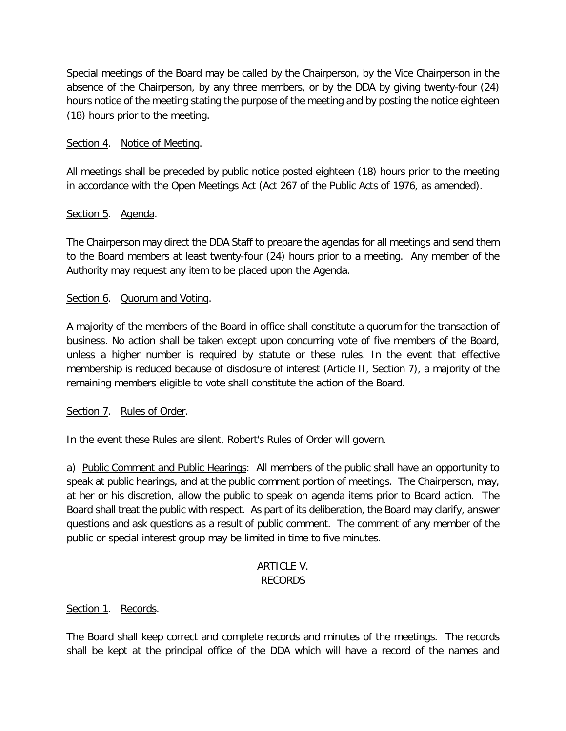Special meetings of the Board may be called by the Chairperson, by the Vice Chairperson in the absence of the Chairperson, by any three members, or by the DDA by giving twenty-four (24) hours notice of the meeting stating the purpose of the meeting and by posting the notice eighteen (18) hours prior to the meeting.

Section 4. Notice of Meeting.

All meetings shall be preceded by public notice posted eighteen (18) hours prior to the meeting in accordance with the Open Meetings Act (Act 267 of the Public Acts of 1976, as amended).

Section 5. Agenda.

The Chairperson may direct the DDA Staff to prepare the agendas for all meetings and send them to the Board members at least twenty-four (24) hours prior to a meeting. Any member of the Authority may request any item to be placed upon the Agenda.

Section 6. Quorum and Voting.

A majority of the members of the Board in office shall constitute a quorum for the transaction of business. No action shall be taken except upon concurring vote of five members of the Board, unless a higher number is required by statute or these rules. In the event that effective membership is reduced because of disclosure of interest (Article II, Section 7), a majority of the remaining members eligible to vote shall constitute the action of the Board.

Section 7. Rules of Order.

In the event these Rules are silent, Robert's Rules of Order will govern.

a) Public Comment and Public Hearings: All members of the public shall have an opportunity to speak at public hearings, and at the public comment portion of meetings. The Chairperson, may, at her or his discretion, allow the public to speak on agenda items prior to Board action. The Board shall treat the public with respect. As part of its deliberation, the Board may clarify, answer questions and ask questions as a result of public comment. The comment of any member of the public or special interest group may be limited in time to five minutes.

## ARTICLE V. RECORDS

Section 1. Records.

The Board shall keep correct and complete records and minutes of the meetings. The records shall be kept at the principal office of the DDA which will have a record of the names and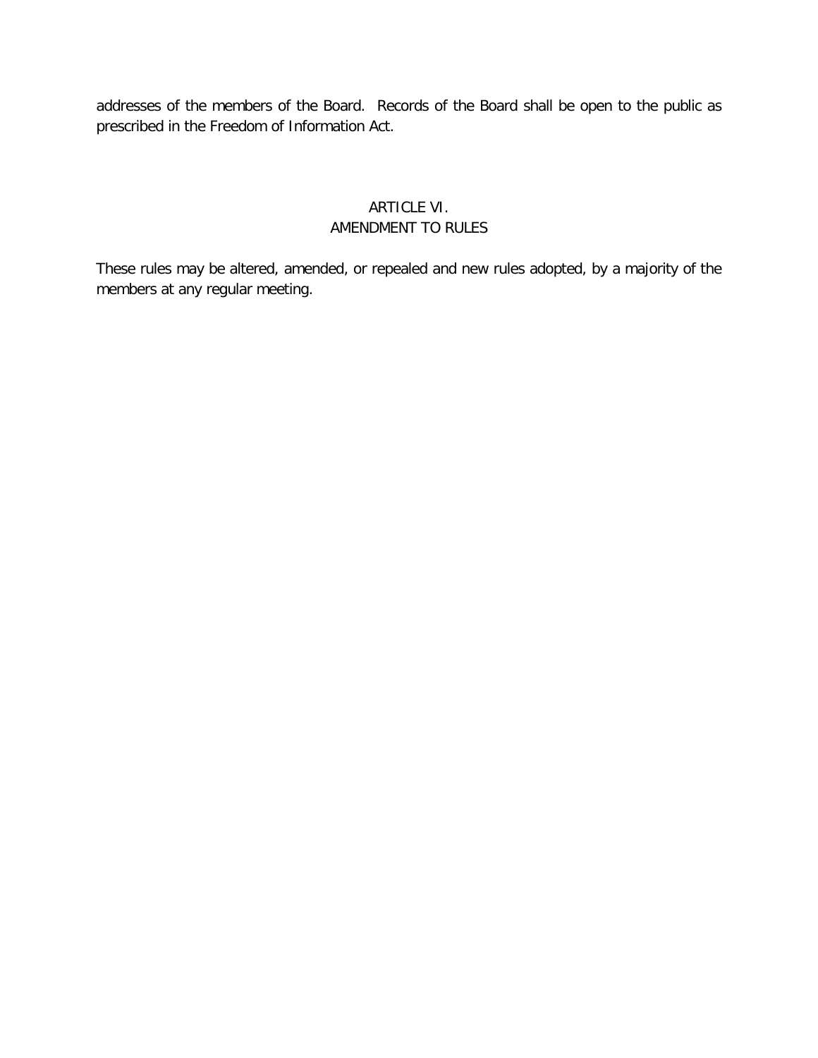addresses of the members of the Board. Records of the Board shall be open to the public as prescribed in the Freedom of Information Act.

## ARTICLE VI.
## AMENDMENT TO RULES

These rules may be altered, amended, or repealed and new rules adopted, by a majority of the members at any regular meeting.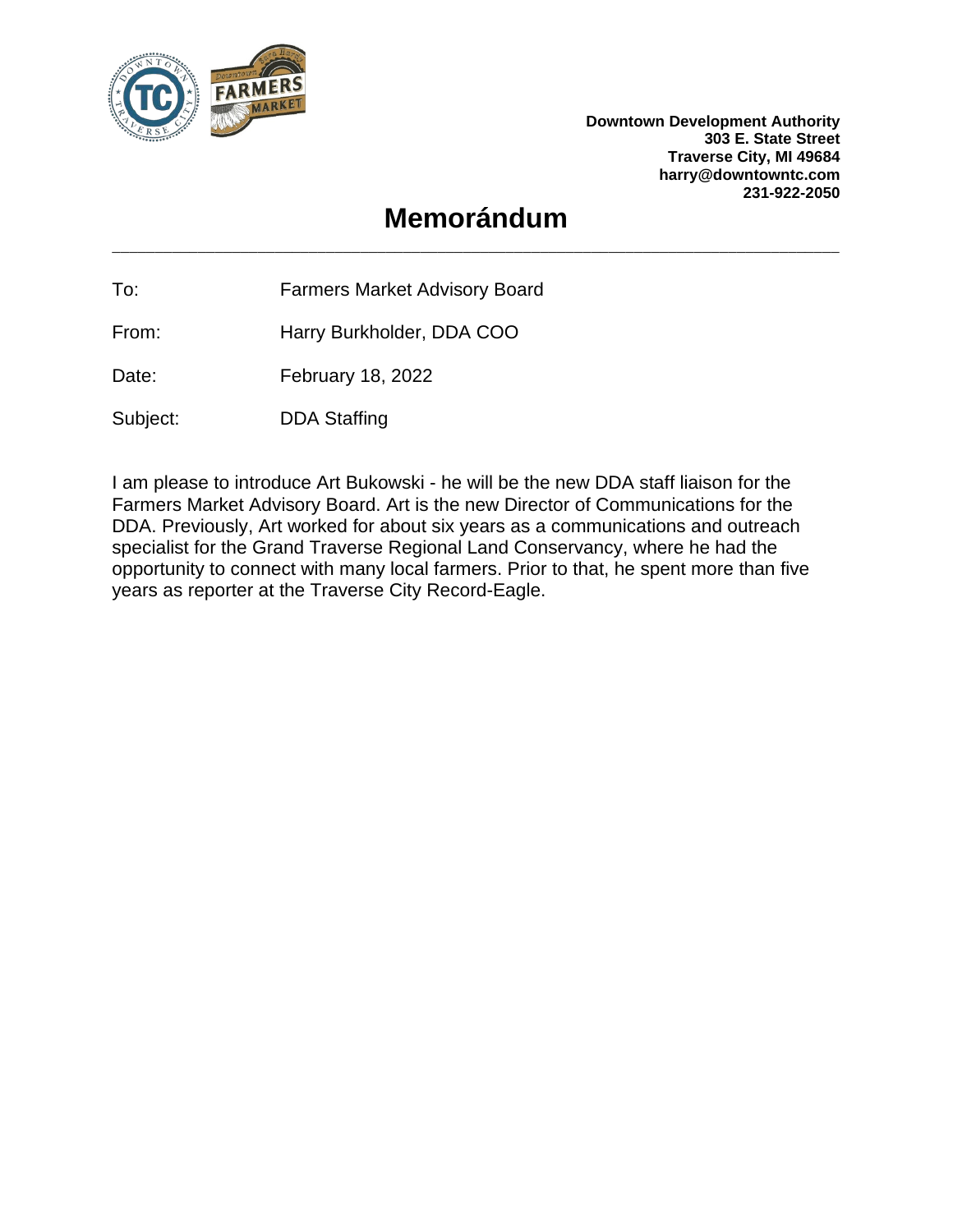**Downtown Development Authority**
**303 E. State Street**
**Traverse City, MI 49684**
**harry@downtowntc.com**
**231-922-2050**

# Memorándum

---

| | |
|---|---|
| To: | Farmers Market Advisory Board |
| From: | Harry Burkholder, DDA COO |
| Date: | February 18, 2022 |
| Subject: | DDA Staffing |

I am please to introduce Art Bukowski - he will be the new DDA staff liaison for the Farmers Market Advisory Board. Art is the new Director of Communications for the DDA. Previously, Art worked for about six years as a communications and outreach specialist for the Grand Traverse Regional Land Conservancy, where he had the opportunity to connect with many local farmers. Prior to that, he spent more than five years as reporter at the Traverse City Record-Eagle.